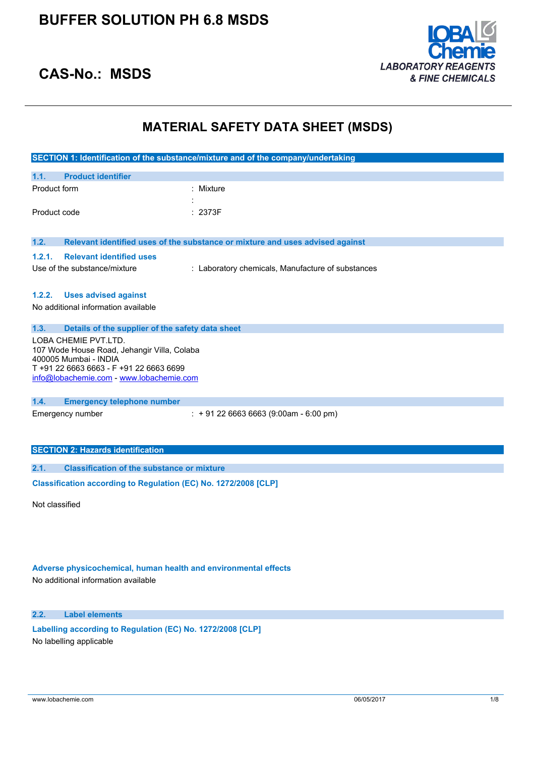# BUFFER SOLUTION PH 6.8 MSDS

## CAS-No.: MSDS

LOBA Chemie
*LABORATORY REAGENTS & FINE CHEMICALS*

# MATERIAL SAFETY DATA SHEET (MSDS)

## SECTION 1: Identification of the substance/mixture and of the company/undertaking

### 1.1. Product identifier

| | |
|---|---|
| Product form | : Mixture |
| | : |
| Product code | : 2373F |

### 1.2. Relevant identified uses of the substance or mixture and uses advised against

#### 1.2.1. Relevant identified uses

| | |
|---|---|
| Use of the substance/mixture | : Laboratory chemicals, Manufacture of substances |

#### 1.2.2. Uses advised against

No additional information available

### 1.3. Details of the supplier of the safety data sheet

LOBA CHEMIE PVT.LTD.
107 Wode House Road, Jehangir Villa, Colaba
400005 Mumbai - INDIA
T +91 22 6663 6663 - F +91 22 6663 6699
info@lobachemie.com - www.lobachemie.com

### 1.4. Emergency telephone number

| | |
|---|---|
| Emergency number | : + 91 22 6663 6663 (9:00am - 6:00 pm) |

## SECTION 2: Hazards identification

### 2.1. Classification of the substance or mixture

**Classification according to Regulation (EC) No. 1272/2008 [CLP]**

Not classified

**Adverse physicochemical, human health and environmental effects**

No additional information available

### 2.2. Label elements

**Labelling according to Regulation (EC) No. 1272/2008 [CLP]**

No labelling applicable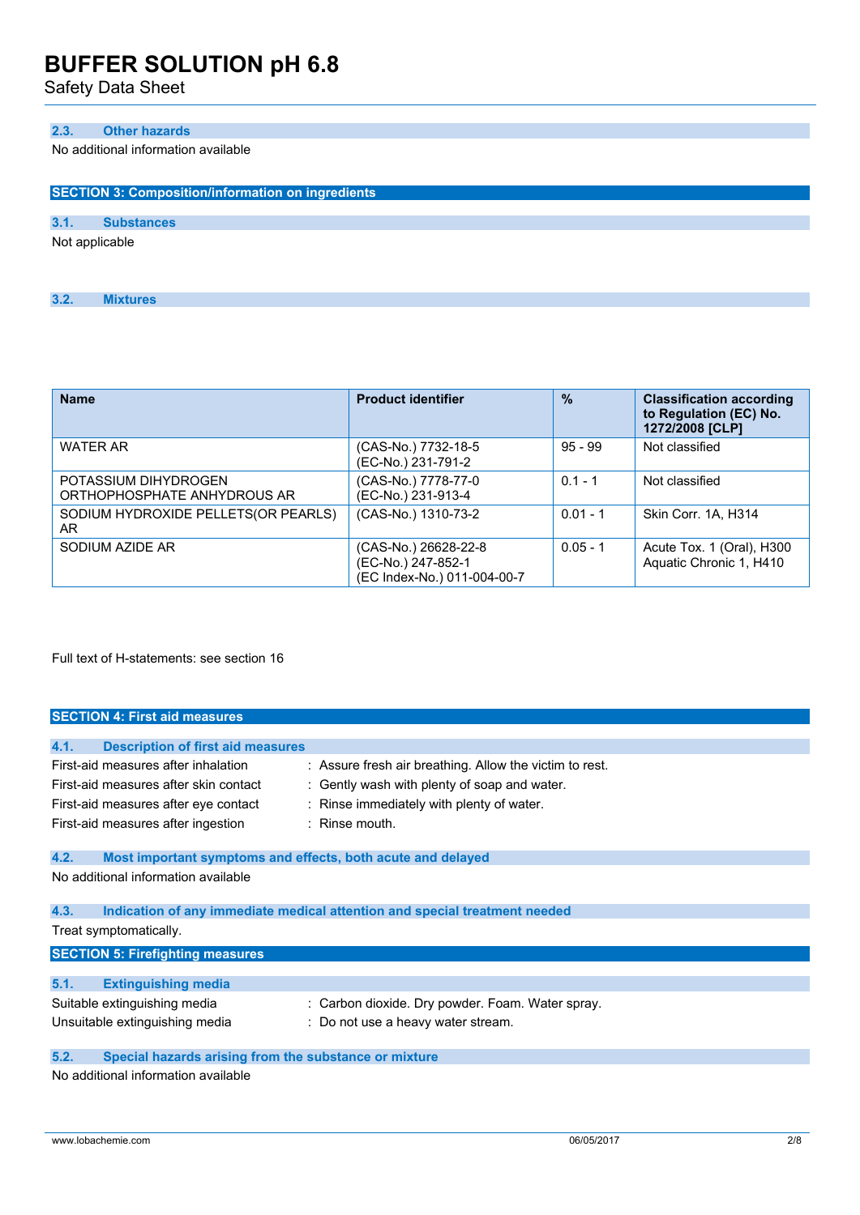### 2.3. Other hazards

No additional information available

## SECTION 3: Composition/information on ingredients

### 3.1. Substances

Not applicable

### 3.2. Mixtures

| Name | Product identifier | % | Classification according to Regulation (EC) No. 1272/2008 [CLP] |
|---|---|---|---|
| WATER AR | (CAS-No.) 7732-18-5<br>(EC-No.) 231-791-2 | 95 - 99 | Not classified |
| POTASSIUM DIHYDROGEN ORTHOPHOSPHATE ANHYDROUS AR | (CAS-No.) 7778-77-0<br>(EC-No.) 231-913-4 | 0.1 - 1 | Not classified |
| SODIUM HYDROXIDE PELLETS(OR PEARLS) AR | (CAS-No.) 1310-73-2 | 0.01 - 1 | Skin Corr. 1A, H314 |
| SODIUM AZIDE AR | (CAS-No.) 26628-22-8<br>(EC-No.) 247-852-1<br>(EC Index-No.) 011-004-00-7 | 0.05 - 1 | Acute Tox. 1 (Oral), H300<br>Aquatic Chronic 1, H410 |

Full text of H-statements: see section 16

## SECTION 4: First aid measures

### 4.1. Description of first aid measures

First-aid measures after inhalation : Assure fresh air breathing. Allow the victim to rest.

First-aid measures after skin contact : Gently wash with plenty of soap and water.

First-aid measures after eye contact : Rinse immediately with plenty of water.

First-aid measures after ingestion : Rinse mouth.

### 4.2. Most important symptoms and effects, both acute and delayed

No additional information available

### 4.3. Indication of any immediate medical attention and special treatment needed

Treat symptomatically.

## SECTION 5: Firefighting measures

### 5.1. Extinguishing media

Suitable extinguishing media : Carbon dioxide. Dry powder. Foam. Water spray.

Unsuitable extinguishing media : Do not use a heavy water stream.

### 5.2. Special hazards arising from the substance or mixture

No additional information available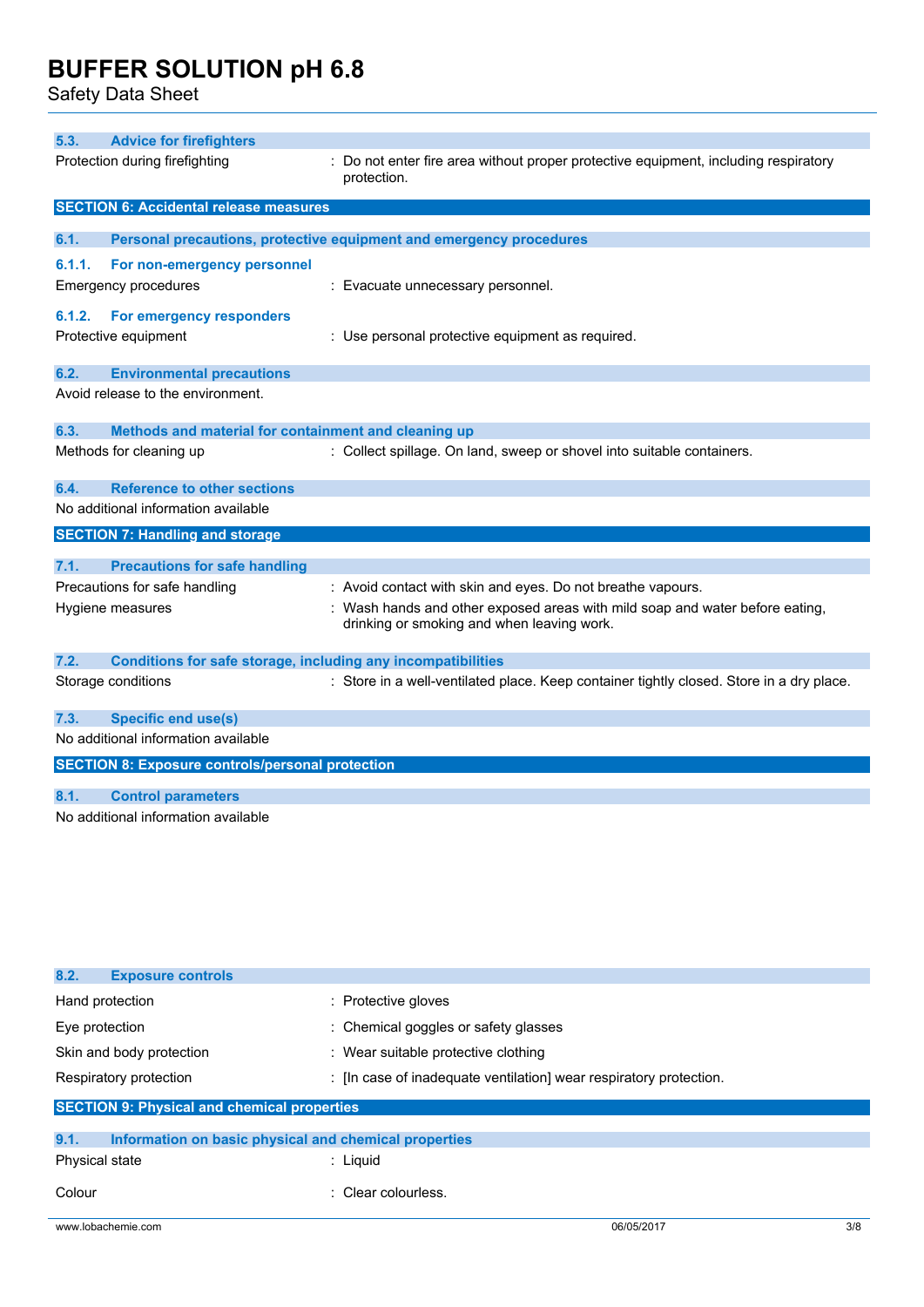### 5.3. Advice for firefighters

| | |
|---|---|
| Protection during firefighting | : Do not enter fire area without proper protective equipment, including respiratory protection. |

## SECTION 6: Accidental release measures

### 6.1. Personal precautions, protective equipment and emergency procedures

#### 6.1.1. For non-emergency personnel

| | |
|---|---|
| Emergency procedures | : Evacuate unnecessary personnel. |

#### 6.1.2. For emergency responders

| | |
|---|---|
| Protective equipment | : Use personal protective equipment as required. |

### 6.2. Environmental precautions

Avoid release to the environment.

### 6.3. Methods and material for containment and cleaning up

| | |
|---|---|
| Methods for cleaning up | : Collect spillage. On land, sweep or shovel into suitable containers. |

### 6.4. Reference to other sections

No additional information available

## SECTION 7: Handling and storage

### 7.1. Precautions for safe handling

| | |
|---|---|
| Precautions for safe handling | : Avoid contact with skin and eyes. Do not breathe vapours. |
| Hygiene measures | : Wash hands and other exposed areas with mild soap and water before eating, drinking or smoking and when leaving work. |

### 7.2. Conditions for safe storage, including any incompatibilities

| | |
|---|---|
| Storage conditions | : Store in a well-ventilated place. Keep container tightly closed. Store in a dry place. |

### 7.3. Specific end use(s)

No additional information available

## SECTION 8: Exposure controls/personal protection

### 8.1. Control parameters

No additional information available

### 8.2. Exposure controls

| | |
|---|---|
| Hand protection | : Protective gloves |
| Eye protection | : Chemical goggles or safety glasses |
| Skin and body protection | : Wear suitable protective clothing |
| Respiratory protection | : [In case of inadequate ventilation] wear respiratory protection. |

## SECTION 9: Physical and chemical properties

### 9.1. Information on basic physical and chemical properties

| | |
|---|---|
| Physical state | : Liquid |
| Colour | : Clear colourless. |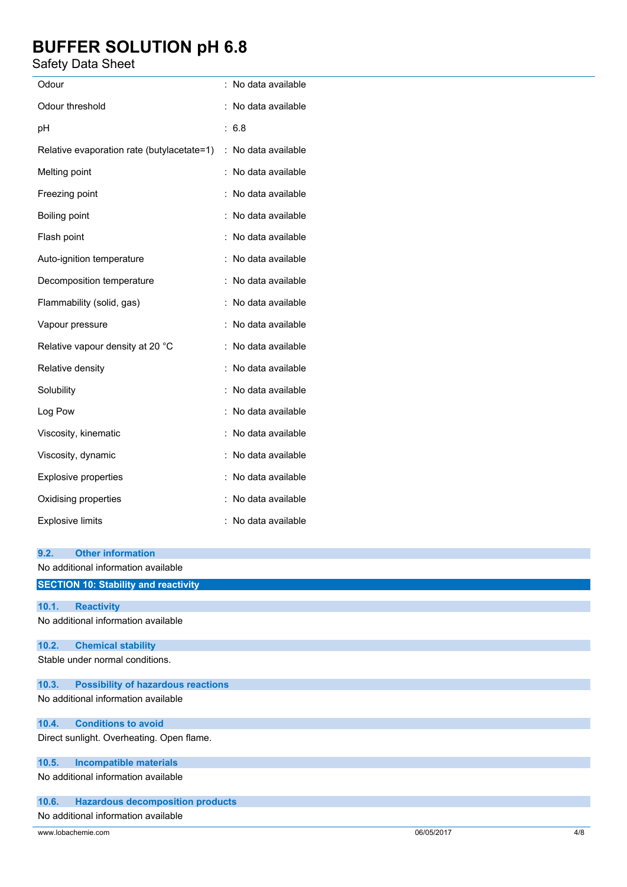| | |
|---|---|
| Odour | : No data available |
| Odour threshold | : No data available |
| pH | : 6.8 |
| Relative evaporation rate (butylacetate=1) | : No data available |
| Melting point | : No data available |
| Freezing point | : No data available |
| Boiling point | : No data available |
| Flash point | : No data available |
| Auto-ignition temperature | : No data available |
| Decomposition temperature | : No data available |
| Flammability (solid, gas) | : No data available |
| Vapour pressure | : No data available |
| Relative vapour density at 20 °C | : No data available |
| Relative density | : No data available |
| Solubility | : No data available |
| Log Pow | : No data available |
| Viscosity, kinematic | : No data available |
| Viscosity, dynamic | : No data available |
| Explosive properties | : No data available |
| Oxidising properties | : No data available |
| Explosive limits | : No data available |

### 9.2. Other information

No additional information available

## SECTION 10: Stability and reactivity

### 10.1. Reactivity

No additional information available

### 10.2. Chemical stability

Stable under normal conditions.

### 10.3. Possibility of hazardous reactions

No additional information available

### 10.4. Conditions to avoid

Direct sunlight. Overheating. Open flame.

### 10.5. Incompatible materials

No additional information available

### 10.6. Hazardous decomposition products

No additional information available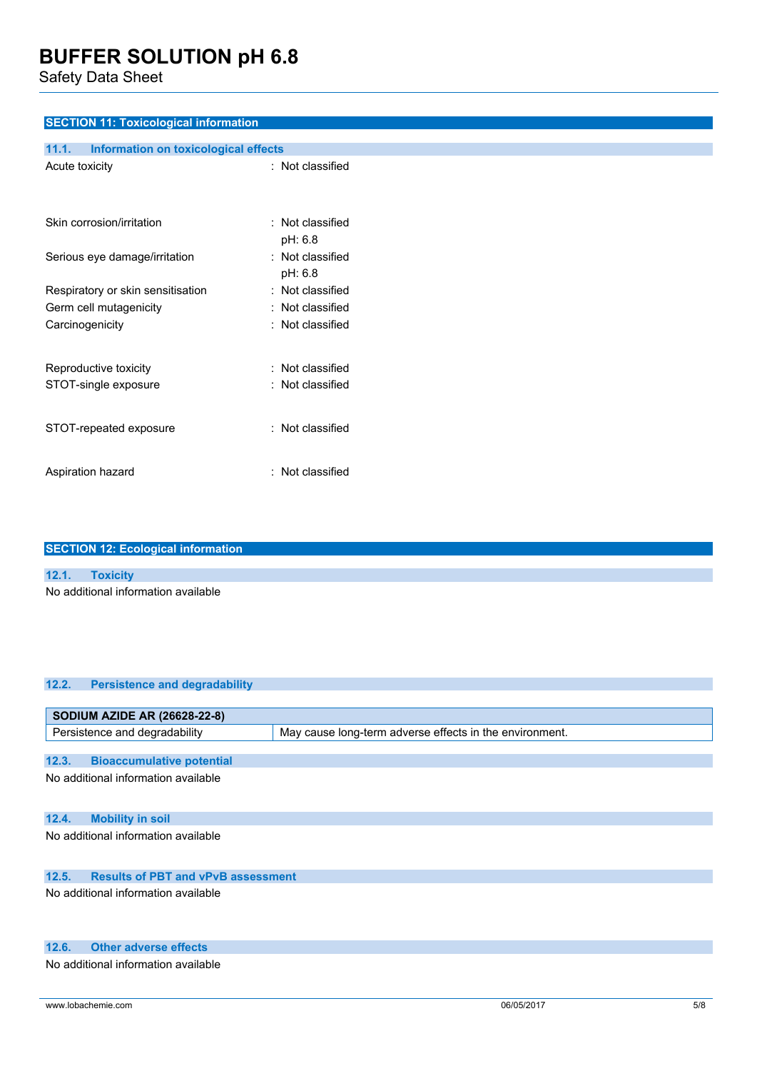## SECTION 11: Toxicological information

### 11.1. Information on toxicological effects

| | |
|---|---|
| Acute toxicity | : Not classified |
| Skin corrosion/irritation | : Not classified<br>pH: 6.8 |
| Serious eye damage/irritation | : Not classified<br>pH: 6.8 |
| Respiratory or skin sensitisation | : Not classified |
| Germ cell mutagenicity | : Not classified |
| Carcinogenicity | : Not classified |
| Reproductive toxicity | : Not classified |
| STOT-single exposure | : Not classified |
| STOT-repeated exposure | : Not classified |
| Aspiration hazard | : Not classified |

## SECTION 12: Ecological information

### 12.1. Toxicity

No additional information available

### 12.2. Persistence and degradability

| SODIUM AZIDE AR (26628-22-8) | |
|---|---|
| Persistence and degradability | May cause long-term adverse effects in the environment. |

### 12.3. Bioaccumulative potential

No additional information available

### 12.4. Mobility in soil

No additional information available

### 12.5. Results of PBT and vPvB assessment

No additional information available

### 12.6. Other adverse effects

No additional information available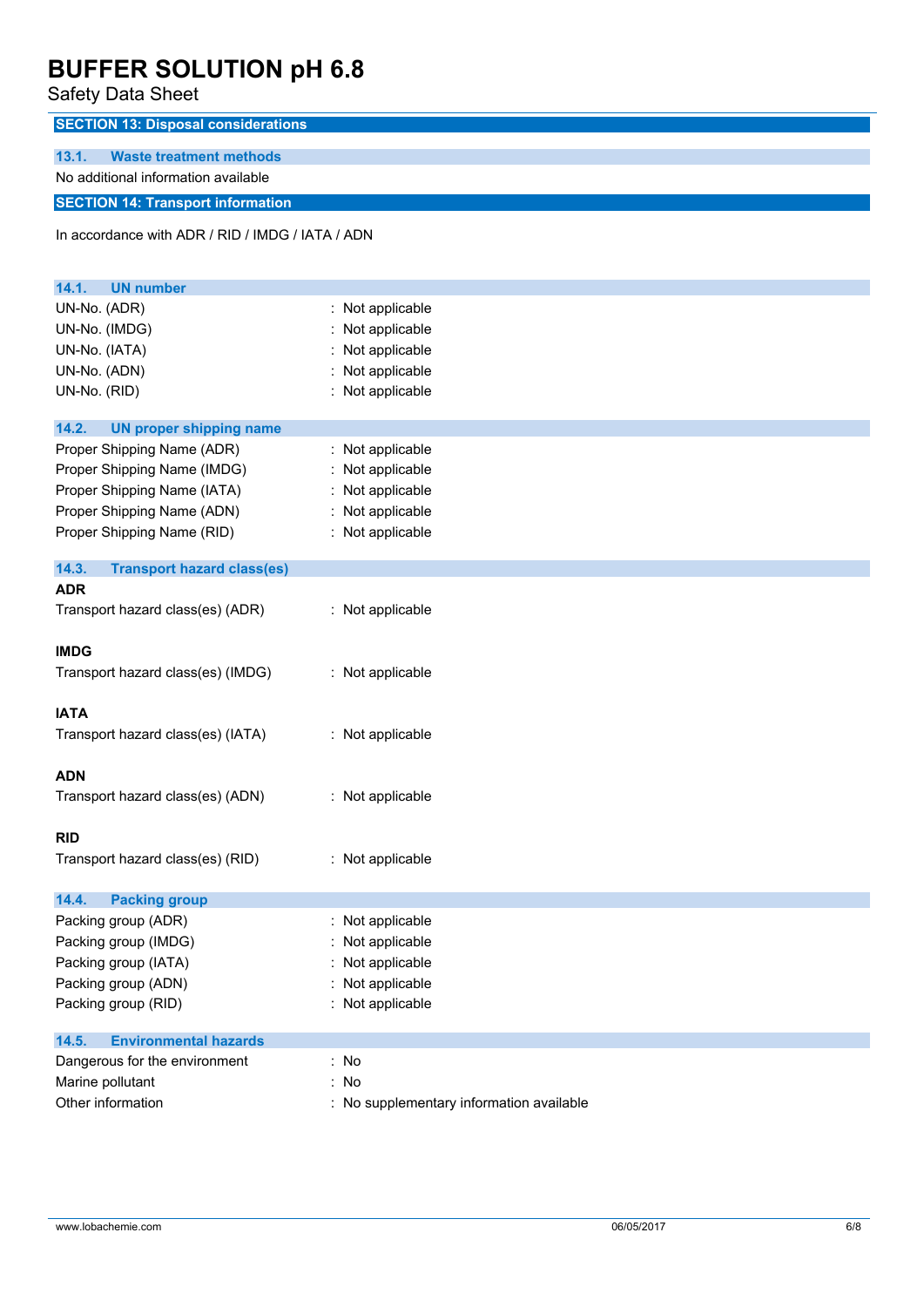## SECTION 13: Disposal considerations

### 13.1. Waste treatment methods

No additional information available

## SECTION 14: Transport information

In accordance with ADR / RID / IMDG / IATA / ADN

### 14.1. UN number

| | |
|---|---|
| UN-No. (ADR) | : Not applicable |
| UN-No. (IMDG) | : Not applicable |
| UN-No. (IATA) | : Not applicable |
| UN-No. (ADN) | : Not applicable |
| UN-No. (RID) | : Not applicable |

### 14.2. UN proper shipping name

| | |
|---|---|
| Proper Shipping Name (ADR) | : Not applicable |
| Proper Shipping Name (IMDG) | : Not applicable |
| Proper Shipping Name (IATA) | : Not applicable |
| Proper Shipping Name (ADN) | : Not applicable |
| Proper Shipping Name (RID) | : Not applicable |

### 14.3. Transport hazard class(es)

**ADR**

| | |
|---|---|
| Transport hazard class(es) (ADR) | : Not applicable |

**IMDG**

| | |
|---|---|
| Transport hazard class(es) (IMDG) | : Not applicable |

**IATA**

| | |
|---|---|
| Transport hazard class(es) (IATA) | : Not applicable |

**ADN**

| | |
|---|---|
| Transport hazard class(es) (ADN) | : Not applicable |

**RID**

| | |
|---|---|
| Transport hazard class(es) (RID) | : Not applicable |

### 14.4. Packing group

| | |
|---|---|
| Packing group (ADR) | : Not applicable |
| Packing group (IMDG) | : Not applicable |
| Packing group (IATA) | : Not applicable |
| Packing group (ADN) | : Not applicable |
| Packing group (RID) | : Not applicable |

### 14.5. Environmental hazards

| | |
|---|---|
| Dangerous for the environment | : No |
| Marine pollutant | : No |
| Other information | : No supplementary information available |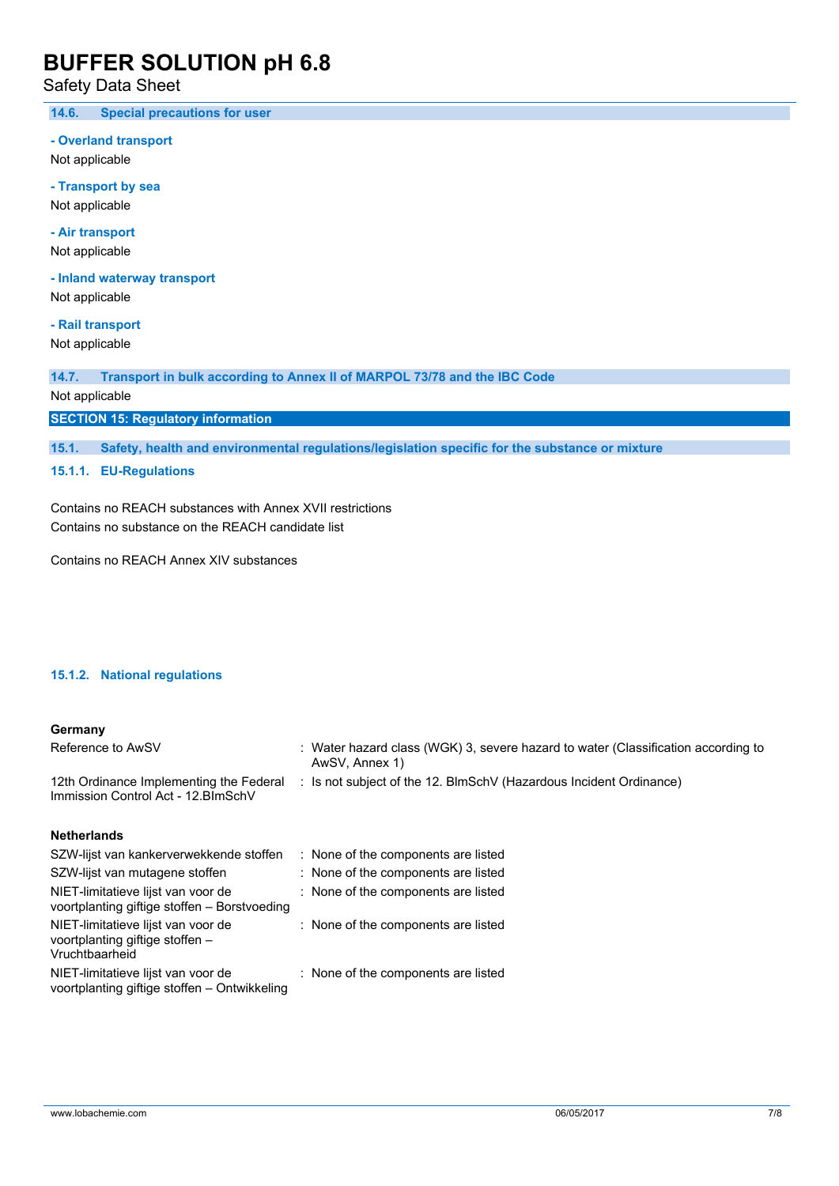### 14.6. Special precautions for user

**- Overland transport**

Not applicable

**- Transport by sea**

Not applicable

**- Air transport**

Not applicable

**- Inland waterway transport**

Not applicable

**- Rail transport**

Not applicable

### 14.7. Transport in bulk according to Annex II of MARPOL 73/78 and the IBC Code

Not applicable

## SECTION 15: Regulatory information

### 15.1. Safety, health and environmental regulations/legislation specific for the substance or mixture

#### 15.1.1. EU-Regulations

Contains no REACH substances with Annex XVII restrictions
Contains no substance on the REACH candidate list

Contains no REACH Annex XIV substances

#### 15.1.2. National regulations

**Germany**

| | |
|---|---|
| Reference to AwSV | : Water hazard class (WGK) 3, severe hazard to water (Classification according to AwSV, Annex 1) |
| 12th Ordinance Implementing the Federal Immission Control Act - 12.BImSchV | : Is not subject of the 12. BlmSchV (Hazardous Incident Ordinance) |

**Netherlands**

| | |
|---|---|
| SZW-lijst van kankerverwekkende stoffen | : None of the components are listed |
| SZW-lijst van mutagene stoffen | : None of the components are listed |
| NIET-limitatieve lijst van voor de voortplanting giftige stoffen – Borstvoeding | : None of the components are listed |
| NIET-limitatieve lijst van voor de voortplanting giftige stoffen – Vruchtbaarheid | : None of the components are listed |
| NIET-limitatieve lijst van voor de voortplanting giftige stoffen – Ontwikkeling | : None of the components are listed |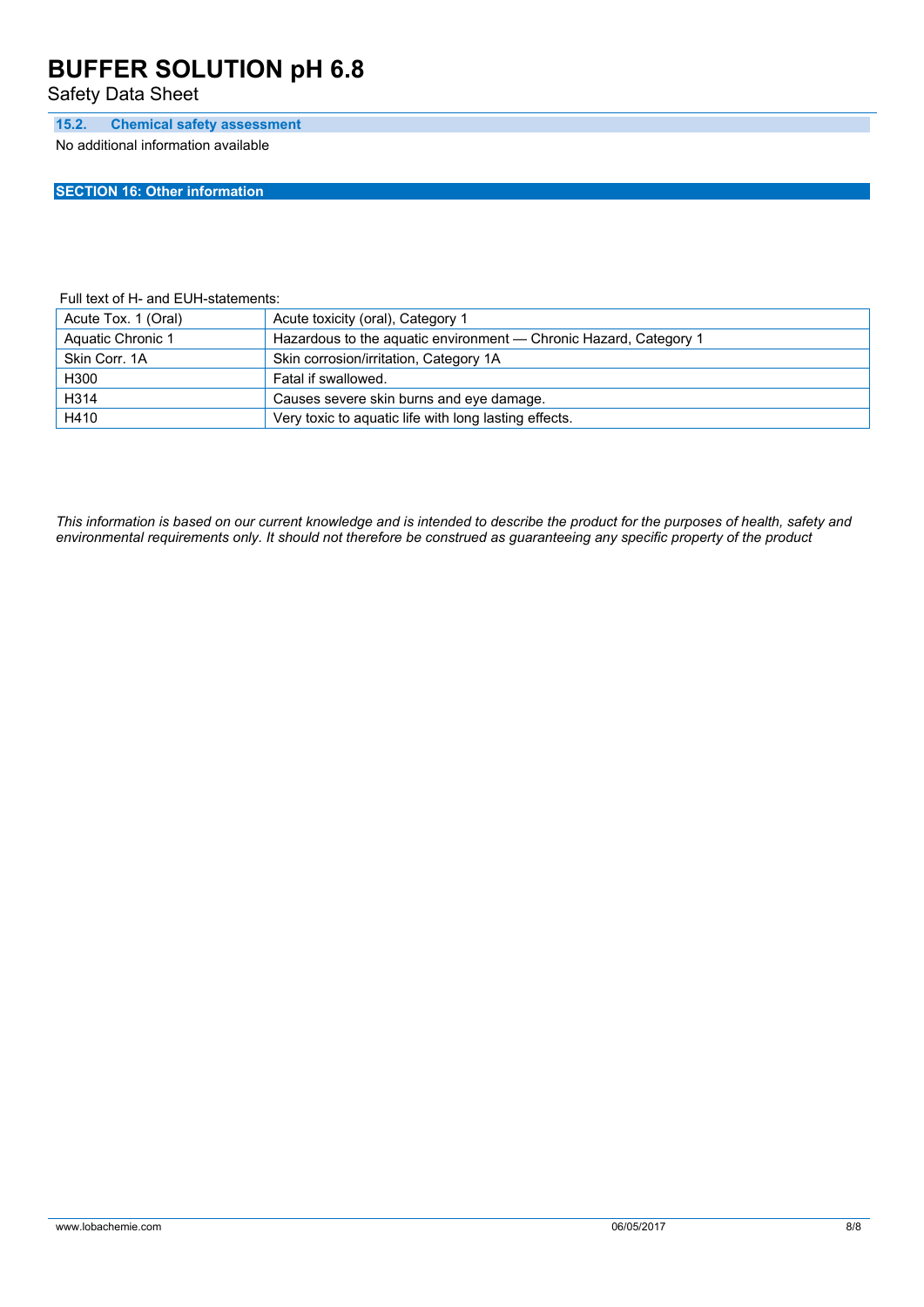### 15.2. Chemical safety assessment

No additional information available

## SECTION 16: Other information

Full text of H- and EUH-statements:

| | |
|---|---|
| Acute Tox. 1 (Oral) | Acute toxicity (oral), Category 1 |
| Aquatic Chronic 1 | Hazardous to the aquatic environment — Chronic Hazard, Category 1 |
| Skin Corr. 1A | Skin corrosion/irritation, Category 1A |
| H300 | Fatal if swallowed. |
| H314 | Causes severe skin burns and eye damage. |
| H410 | Very toxic to aquatic life with long lasting effects. |

*This information is based on our current knowledge and is intended to describe the product for the purposes of health, safety and environmental requirements only. It should not therefore be construed as guaranteeing any specific property of the product*